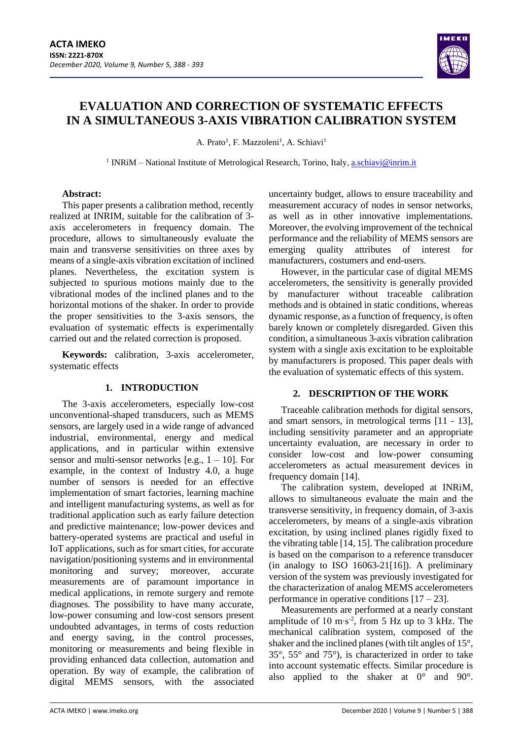# EVALUATION AND CORRECTION OF SYSTEMATIC EFFECTS IN A SIMULTANEOUS 3-AXIS VIBRATION CALIBRATION SYSTEM

A. Prato[1], F. Mazzoleni[1], A. Schiavi[1]

[1] INRiM – National Institute of Metrological Research, Torino, Italy, a.schiavi@inrim.it

**Abstract:**

This paper presents a calibration method, recently realized at INRIM, suitable for the calibration of 3-axis accelerometers in frequency domain. The procedure, allows to simultaneously evaluate the main and transverse sensitivities on three axes by means of a single-axis vibration excitation of inclined planes. Nevertheless, the excitation system is subjected to spurious motions mainly due to the vibrational modes of the inclined planes and to the horizontal motions of the shaker. In order to provide the proper sensitivities to the 3-axis sensors, the evaluation of systematic effects is experimentally carried out and the related correction is proposed.

**Keywords:** calibration, 3-axis accelerometer, systematic effects

## 1. INTRODUCTION

The 3-axis accelerometers, especially low-cost unconventional-shaped transducers, such as MEMS sensors, are largely used in a wide range of advanced industrial, environmental, energy and medical applications, and in particular within extensive sensor and multi-sensor networks [e.g., 1 – 10]. For example, in the context of Industry 4.0, a huge number of sensors is needed for an effective implementation of smart factories, learning machine and intelligent manufacturing systems, as well as for traditional application such as early failure detection and predictive maintenance; low-power devices and battery-operated systems are practical and useful in IoT applications, such as for smart cities, for accurate navigation/positioning systems and in environmental monitoring and survey; moreover, accurate measurements are of paramount importance in medical applications, in remote surgery and remote diagnoses. The possibility to have many accurate, low-power consuming and low-cost sensors present undoubted advantages, in terms of costs reduction and energy saving, in the control processes, monitoring or measurements and being flexible in providing enhanced data collection, automation and operation. By way of example, the calibration of digital MEMS sensors, with the associated uncertainty budget, allows to ensure traceability and measurement accuracy of nodes in sensor networks, as well as in other innovative implementations. Moreover, the evolving improvement of the technical performance and the reliability of MEMS sensors are emerging quality attributes of interest for manufacturers, costumers and end-users.

However, in the particular case of digital MEMS accelerometers, the sensitivity is generally provided by manufacturer without traceable calibration methods and is obtained in static conditions, whereas dynamic response, as a function of frequency, is often barely known or completely disregarded. Given this condition, a simultaneous 3-axis vibration calibration system with a single axis excitation to be exploitable by manufacturers is proposed. This paper deals with the evaluation of systematic effects of this system.

## 2. DESCRIPTION OF THE WORK

Traceable calibration methods for digital sensors, and smart sensors, in metrological terms [11 - 13], including sensitivity parameter and an appropriate uncertainty evaluation, are necessary in order to consider low-cost and low-power consuming accelerometers as actual measurement devices in frequency domain [14].

The calibration system, developed at INRiM, allows to simultaneous evaluate the main and the transverse sensitivity, in frequency domain, of 3-axis accelerometers, by means of a single-axis vibration excitation, by using inclined planes rigidly fixed to the vibrating table [14, 15]. The calibration procedure is based on the comparison to a reference transducer (in analogy to ISO 16063-21[16]). A preliminary version of the system was previously investigated for the characterization of analog MEMS accelerometers performance in operative conditions [17 – 23].

Measurements are performed at a nearly constant amplitude of 10 $m \cdot s^{-2}$, from 5 Hz up to 3 kHz. The mechanical calibration system, composed of the shaker and the inclined planes (with tilt angles of 15°, 35°, 55° and 75°), is characterized in order to take into account systematic effects. Similar procedure is also applied to the shaker at 0° and 90°.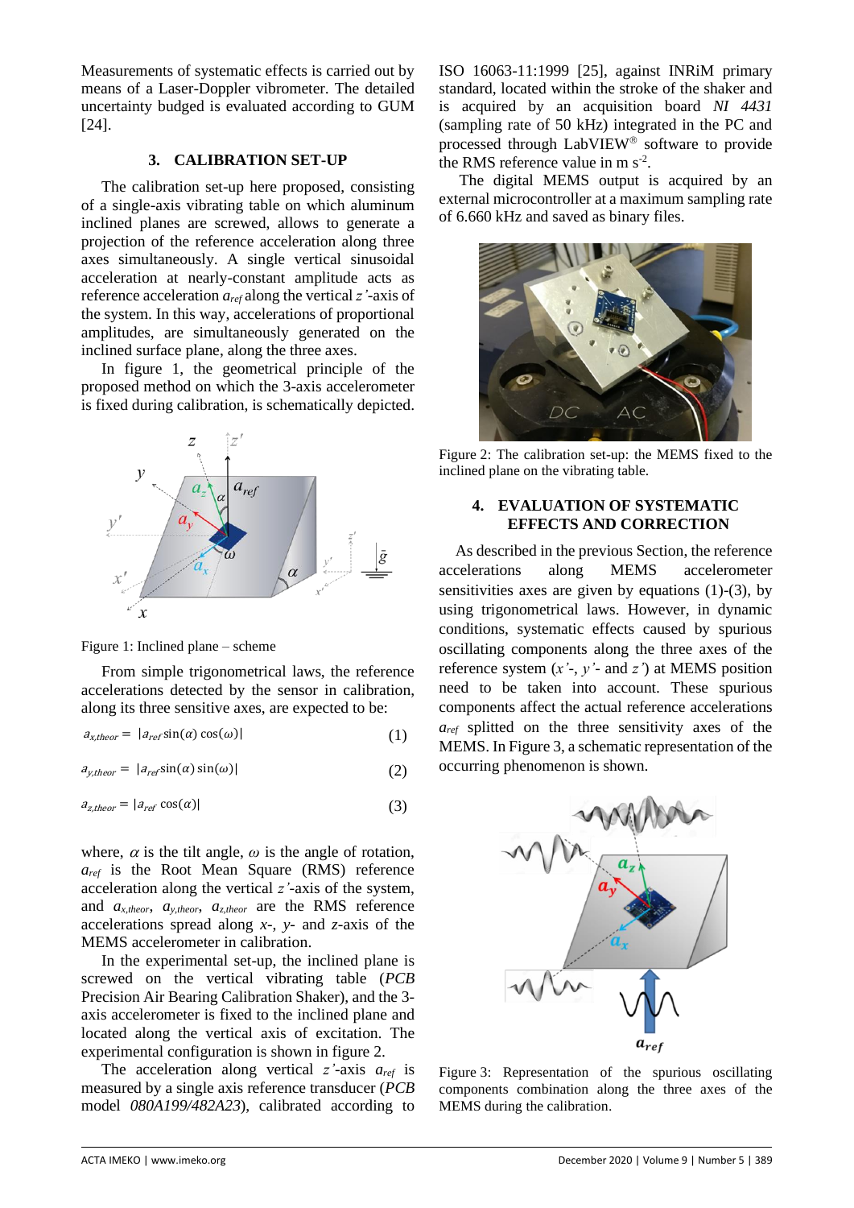Measurements of systematic effects is carried out by means of a Laser-Doppler vibrometer. The detailed uncertainty budged is evaluated according to GUM [24].

## 3. CALIBRATION SET-UP

The calibration set-up here proposed, consisting of a single-axis vibrating table on which aluminum inclined planes are screwed, allows to generate a projection of the reference acceleration along three axes simultaneously. A single vertical sinusoidal acceleration at nearly-constant amplitude acts as reference acceleration $a_{ref}$ along the vertical $z'$-axis of the system. In this way, accelerations of proportional amplitudes, are simultaneously generated on the inclined surface plane, along the three axes.

In figure 1, the geometrical principle of the proposed method on which the 3-axis accelerometer is fixed during calibration, is schematically depicted.

Figure 1: Inclined plane – scheme

From simple trigonometrical laws, the reference accelerations detected by the sensor in calibration, along its three sensitive axes, are expected to be:

$$a_{x,theor} = |a_{ref} \sin(\alpha) \cos(\omega)| \tag{1}$$

$$a_{y,theor} = |a_{ref} \sin(\alpha) \sin(\omega)| \tag{2}$$

$$a_{z,theor} = |a_{ref} \cos(\alpha)| \tag{3}$$

where, $\alpha$ is the tilt angle, $\omega$ is the angle of rotation, $a_{ref}$ is the Root Mean Square (RMS) reference acceleration along the vertical $z'$-axis of the system, and $a_{x,theor}$, $a_{y,theor}$, $a_{z,theor}$ are the RMS reference accelerations spread along $x$-, $y$- and $z$-axis of the MEMS accelerometer in calibration.

In the experimental set-up, the inclined plane is screwed on the vertical vibrating table (*PCB* Precision Air Bearing Calibration Shaker), and the 3-axis accelerometer is fixed to the inclined plane and located along the vertical axis of excitation. The experimental configuration is shown in figure 2.

The acceleration along vertical $z'$-axis $a_{ref}$ is measured by a single axis reference transducer (*PCB* model *080A199/482A23*), calibrated according to ISO 16063-11:1999 [25], against INRiM primary standard, located within the stroke of the shaker and is acquired by an acquisition board *NI 4431* (sampling rate of 50 kHz) integrated in the PC and processed through LabVIEW® software to provide the RMS reference value in m s$^{-2}$.

The digital MEMS output is acquired by an external microcontroller at a maximum sampling rate of 6.660 kHz and saved as binary files.

Figure 2: The calibration set-up: the MEMS fixed to the inclined plane on the vibrating table.

## 4. EVALUATION OF SYSTEMATIC EFFECTS AND CORRECTION

As described in the previous Section, the reference accelerations along MEMS accelerometer sensitivities axes are given by equations (1)-(3), by using trigonometrical laws. However, in dynamic conditions, systematic effects caused by spurious oscillating components along the three axes of the reference system ($x'$-, $y'$- and $z'$) at MEMS position need to be taken into account. These spurious components affect the actual reference accelerations $a_{ref}$ splitted on the three sensitivity axes of the MEMS. In Figure 3, a schematic representation of the occurring phenomenon is shown.

Figure 3: Representation of the spurious oscillating components combination along the three axes of the MEMS during the calibration.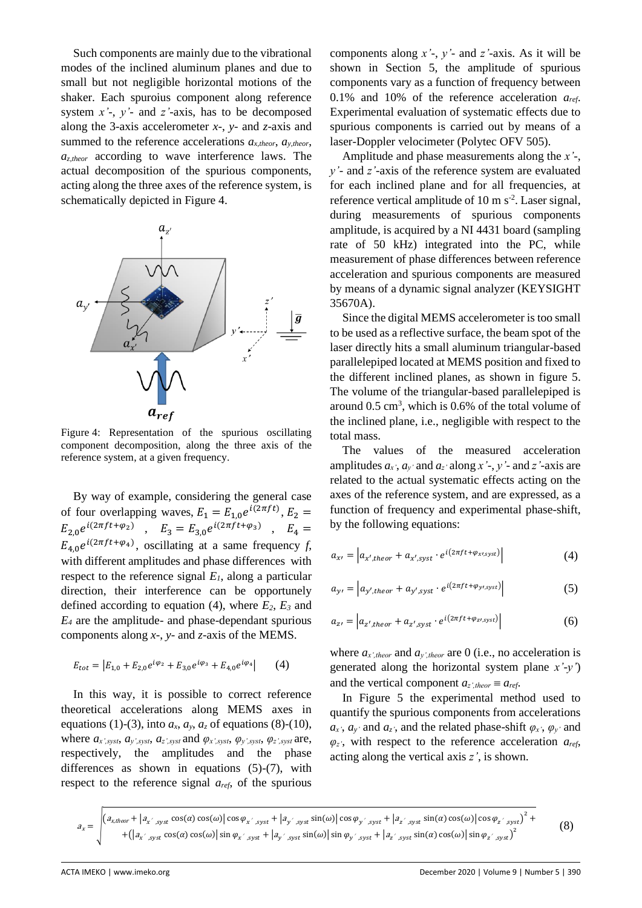Such components are mainly due to the vibrational modes of the inclined aluminum planes and due to small but not negligible horizontal motions of the shaker. Each spuroius component along reference system $x'$-, $y'$- and $z'$-axis, has to be decomposed along the 3-axis accelerometer $x$-, $y$- and $z$-axis and summed to the reference accelerations $a_{x,theor}$, $a_{y,theor}$, $a_{z,theor}$ according to wave interference laws. The actual decomposition of the spurious components, acting along the three axes of the reference system, is schematically depicted in Figure 4.

Figure 4: Representation of the spurious oscillating component decomposition, along the three axis of the reference system, at a given frequency.

By way of example, considering the general case of four overlapping waves, $E_1 = E_{1,0}e^{i(2\pi ft)}$, $E_2 = E_{2,0}e^{i(2\pi ft+\varphi_2)}$ , $E_3 = E_{3,0}e^{i(2\pi ft+\varphi_3)}$ , $E_4 = E_{4,0}e^{i(2\pi ft+\varphi_4)}$, oscillating at a same frequency $f$, with different amplitudes and phase differences with respect to the reference signal $E_1$, along a particular direction, their interference can be opportunely defined according to equation (4), where $E_2$, $E_3$ and $E_4$ are the amplitude- and phase-dependant spurious components along $x$-, $y$- and $z$-axis of the MEMS.

$$E_{tot} = \left|E_{1,0} + E_{2,0}e^{i\varphi_2} + E_{3,0}e^{i\varphi_3} + E_{4,0}e^{i\varphi_4}\right| \qquad (4)$$

In this way, it is possible to correct reference theoretical accelerations along MEMS axes in equations (1)-(3), into $a_x$, $a_y$, $a_z$ of equations (8)-(10), where $a_{x',syst}$, $a_{y',syst}$, $a_{z',syst}$ and $\varphi_{x',syst}$, $\varphi_{y',syst}$, $\varphi_{z',syst}$ are, respectively, the amplitudes and the phase differences as shown in equations (5)-(7), with respect to the reference signal $a_{ref}$, of the spurious components along $x'$-, $y'$- and $z'$-axis. As it will be shown in Section 5, the amplitude of spurious components vary as a function of frequency between 0.1% and 10% of the reference acceleration $a_{ref}$. Experimental evaluation of systematic effects due to spurious components is carried out by means of a laser-Doppler velocimeter (Polytec OFV 505).

Amplitude and phase measurements along the $x'$-, $y'$- and $z'$-axis of the reference system are evaluated for each inclined plane and for all frequencies, at reference vertical amplitude of 10 m s$^{-2}$. Laser signal, during measurements of spurious components amplitude, is acquired by a NI 4431 board (sampling rate of 50 kHz) integrated into the PC, while measurement of phase differences between reference acceleration and spurious components are measured by means of a dynamic signal analyzer (KEYSIGHT 35670A).

Since the digital MEMS accelerometer is too small to be used as a reflective surface, the beam spot of the laser directly hits a small aluminum triangular-based parallelepiped located at MEMS position and fixed to the different inclined planes, as shown in figure 5. The volume of the triangular-based parallelepiped is around 0.5 cm$^3$, which is 0.6% of the total volume of the inclined plane, i.e., negligible with respect to the total mass.

The values of the measured acceleration amplitudes $a_{x'}$, $a_{y'}$ and $a_{z'}$ along $x'$-, $y'$- and $z'$-axis are related to the actual systematic effects acting on the axes of the reference system, and are expressed, as a function of frequency and experimental phase-shift, by the following equations:

$$a_{x'} = \left|a_{x',theor} + a_{x',syst} \cdot e^{i(2\pi ft+\varphi_{x',syst})}\right| \qquad (4)$$

$$a_{y'} = \left|a_{y',theor} + a_{y',syst} \cdot e^{i(2\pi ft+\varphi_{y',syst})}\right| \qquad (5)$$

$$a_{z'} = \left|a_{z',theor} + a_{z',syst} \cdot e^{i(2\pi ft+\varphi_{z',syst})}\right| \qquad (6)$$

where $a_{x',theor}$ and $a_{y',theor}$ are 0 (i.e., no acceleration is generated along the horizontal system plane $x'$-$y'$) and the vertical component $a_{z',theor} \equiv a_{ref}$.

In Figure 5 the experimental method used to quantify the spurious components from accelerations $a_{x'}$, $a_{y'}$ and $a_{z'}$, and the related phase-shift $\varphi_{x'}$, $\varphi_{y'}$ and $\varphi_{z'}$, with respect to the reference acceleration $a_{ref}$, acting along the vertical axis $z'$, is shown.

$$a_x = \sqrt{\begin{aligned}&\left(a_{x,theor} + \left|a_{x',syst}\cos(\alpha)\cos(\omega)\right|\cos\varphi_{x',syst} + \left|a_{y',syst}\sin(\omega)\right|\cos\varphi_{y',syst} + \left|a_{z',syst}\sin(\alpha)\cos(\omega)\right|\cos\varphi_{z',syst}\right)^2 + \\ &+\left(\left|a_{x',syst}\cos(\alpha)\cos(\omega)\right|\sin\varphi_{x',syst} + \left|a_{y',syst}\sin(\omega)\right|\sin\varphi_{y',syst} + \left|a_{z',syst}\sin(\alpha)\cos(\omega)\right|\sin\varphi_{z',syst}\right)^2\end{aligned}} \qquad (8)$$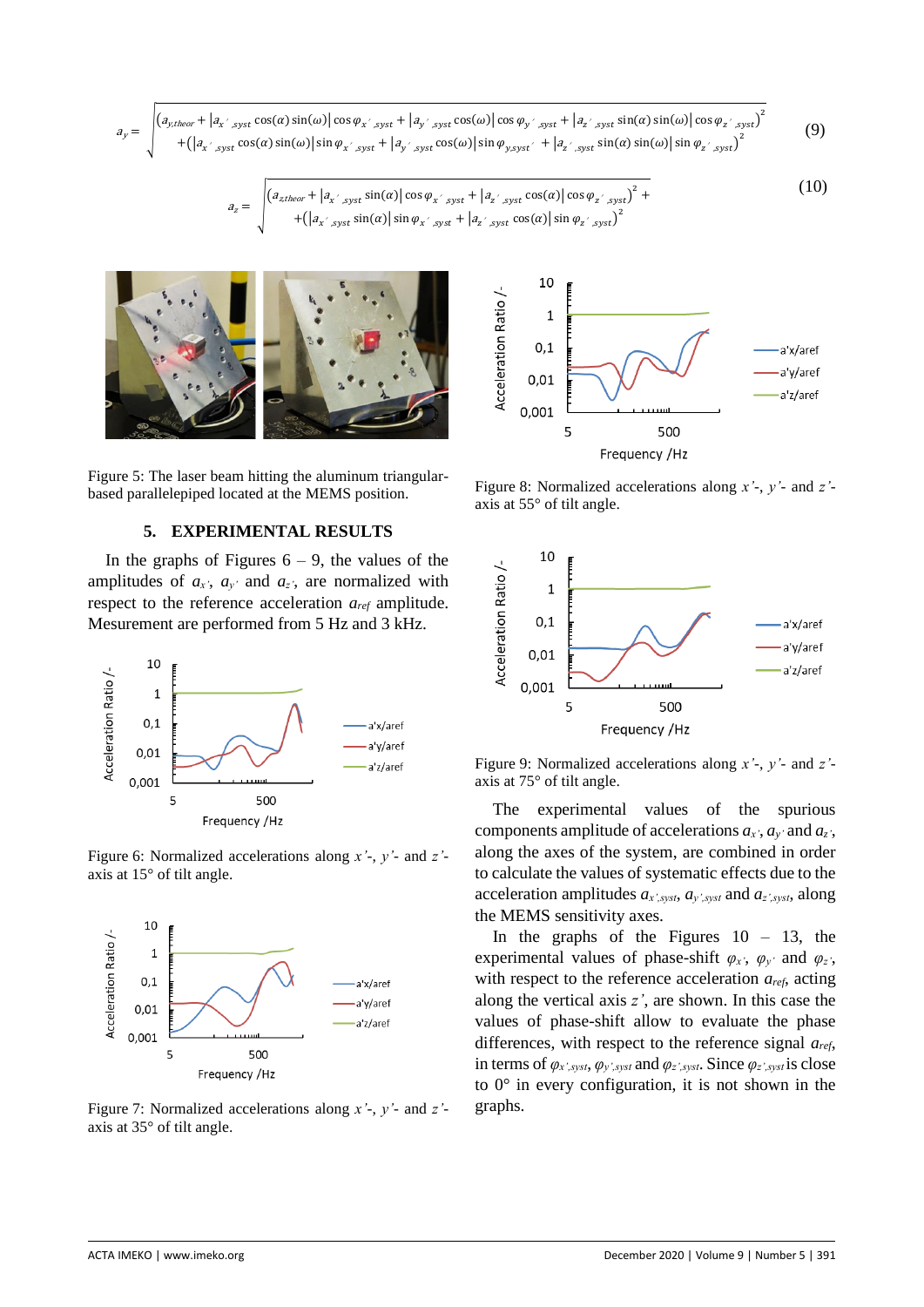$$a_y = \sqrt{\begin{aligned}&\left(a_{y,theor} + |a_{x',syst}\cos(\alpha)\sin(\omega)|\cos\varphi_{x',syst} + |a_{y',syst}\cos(\omega)|\cos\varphi_{y',syst} + |a_{z',syst}\sin(\alpha)\sin(\omega)|\cos\varphi_{z',syst}\right)^2 \\ &+\left(|a_{x',syst}\cos(\alpha)\sin(\omega)|\sin\varphi_{x',syst} + |a_{y',syst}\cos(\omega)|\sin\varphi_{y,syst'} + |a_{z',syst}\sin(\alpha)\sin(\omega)|\sin\varphi_{z',syst}\right)^2\end{aligned}} \tag{9}$$

$$a_z = \sqrt{\begin{aligned}&\left(a_{z,theor} + |a_{x',syst}\sin(\alpha)|\cos\varphi_{x',syst} + |a_{z',syst}\cos(\alpha)|\cos\varphi_{z',syst}\right)^2 + \\ &+\left(|a_{x',syst}\sin(\alpha)|\sin\varphi_{x',syst} + |a_{z',syst}\cos(\alpha)|\sin\varphi_{z',syst}\right)^2\end{aligned}} \tag{10}$$

Figure 5: The laser beam hitting the aluminum triangular-based parallelepiped located at the MEMS position.

## 5. EXPERIMENTAL RESULTS

In the graphs of Figures 6 – 9, the values of the amplitudes of $a_{x'}$, $a_{y'}$ and $a_{z'}$, are normalized with respect to the reference acceleration $a_{ref}$ amplitude. Mesurement are performed from 5 Hz and 3 kHz.

Figure 6: Normalized accelerations along *x'*-, *y'*- and *z'*-axis at 15° of tilt angle.

Figure 7: Normalized accelerations along *x'*-, *y'*- and *z'*-axis at 35° of tilt angle.

Figure 8: Normalized accelerations along *x'*-, *y'*- and *z'*-axis at 55° of tilt angle.

Figure 9: Normalized accelerations along *x'*-, *y'*- and *z'*-axis at 75° of tilt angle.

The experimental values of the spurious components amplitude of accelerations $a_{x'}$, $a_{y'}$ and $a_{z'}$, along the axes of the system, are combined in order to calculate the values of systematic effects due to the acceleration amplitudes $a_{x',syst}$, $a_{y',syst}$ and $a_{z',syst}$, along the MEMS sensitivity axes.

In the graphs of the Figures 10 – 13, the experimental values of phase-shift $\varphi_{x'}$, $\varphi_{y'}$ and $\varphi_{z'}$, with respect to the reference acceleration $a_{ref}$, acting along the vertical axis *z'*, are shown. In this case the values of phase-shift allow to evaluate the phase differences, with respect to the reference signal $a_{ref}$, in terms of $\varphi_{x',syst}$, $\varphi_{y',syst}$ and $\varphi_{z',syst}$. Since $\varphi_{z',syst}$ is close to 0° in every configuration, it is not shown in the graphs.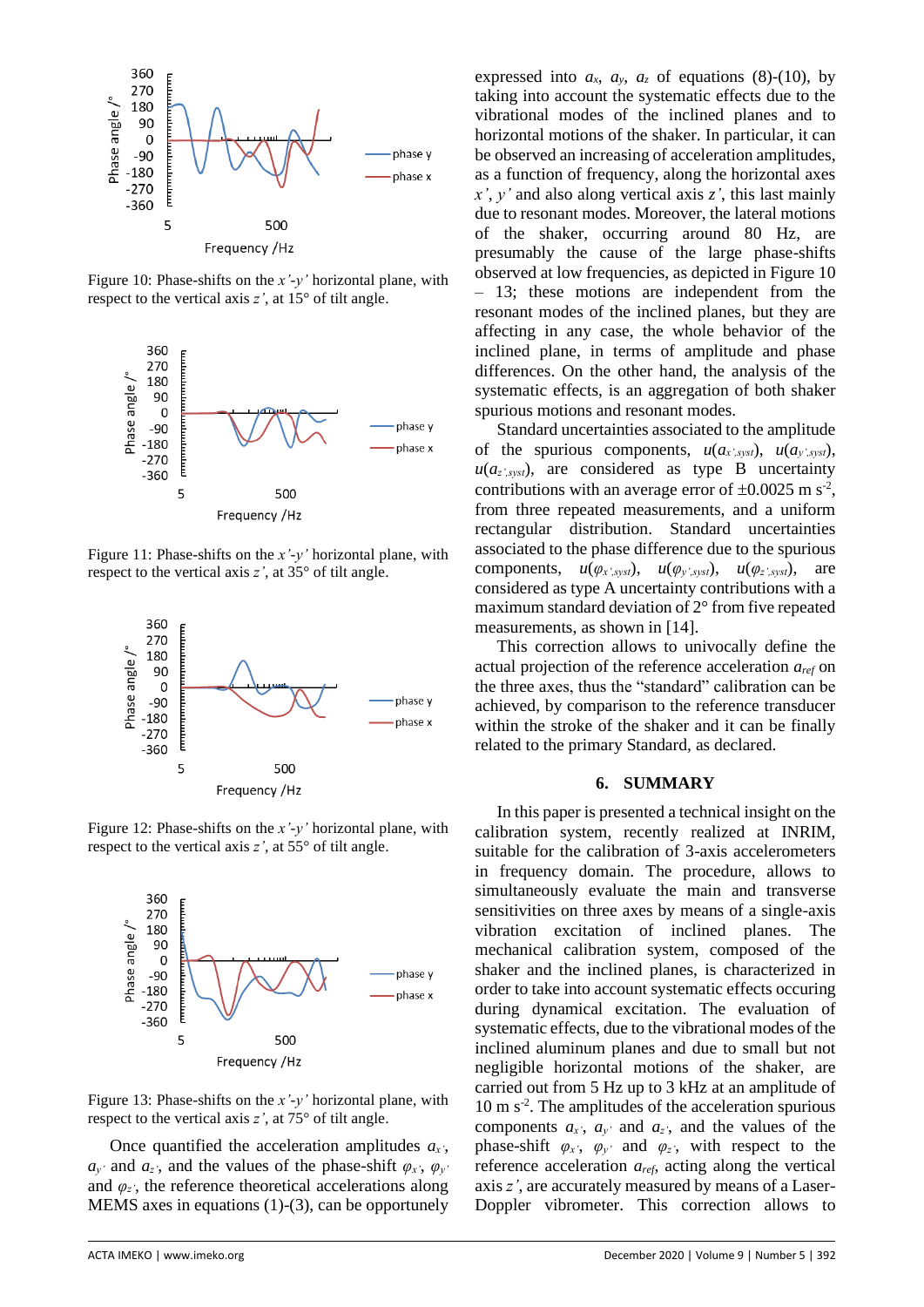Figure 10: Phase-shifts on the $x'$-$y'$ horizontal plane, with respect to the vertical axis $z'$, at 15° of tilt angle.

Figure 11: Phase-shifts on the $x'$-$y'$ horizontal plane, with respect to the vertical axis $z'$, at 35° of tilt angle.

Figure 12: Phase-shifts on the $x'$-$y'$ horizontal plane, with respect to the vertical axis $z'$, at 55° of tilt angle.

Figure 13: Phase-shifts on the $x'$-$y'$ horizontal plane, with respect to the vertical axis $z'$, at 75° of tilt angle.

Once quantified the acceleration amplitudes $a_{x'}$, $a_{y'}$ and $a_{z'}$, and the values of the phase-shift $\varphi_{x'}$, $\varphi_{y'}$ and $\varphi_{z'}$, the reference theoretical accelerations along MEMS axes in equations (1)-(3), can be opportunely expressed into $a_x$, $a_y$, $a_z$ of equations (8)-(10), by taking into account the systematic effects due to the vibrational modes of the inclined planes and to horizontal motions of the shaker. In particular, it can be observed an increasing of acceleration amplitudes, as a function of frequency, along the horizontal axes $x'$, $y'$ and also along vertical axis $z'$, this last mainly due to resonant modes. Moreover, the lateral motions of the shaker, occurring around 80 Hz, are presumably the cause of the large phase-shifts observed at low frequencies, as depicted in Figure 10 – 13; these motions are independent from the resonant modes of the inclined planes, but they are affecting in any case, the whole behavior of the inclined plane, in terms of amplitude and phase differences. On the other hand, the analysis of the systematic effects, is an aggregation of both shaker spurious motions and resonant modes.

Standard uncertainties associated to the amplitude of the spurious components, $u(a_{x',syst})$, $u(a_{y',syst})$, $u(a_{z',syst})$, are considered as type B uncertainty contributions with an average error of $\pm 0.0025$ m s$^{-2}$, from three repeated measurements, and a uniform rectangular distribution. Standard uncertainties associated to the phase difference due to the spurious components, $u(\varphi_{x',syst})$, $u(\varphi_{y',syst})$, $u(\varphi_{z',syst})$, are considered as type A uncertainty contributions with a maximum standard deviation of 2° from five repeated measurements, as shown in [14].

This correction allows to univocally define the actual projection of the reference acceleration $a_{ref}$ on the three axes, thus the "standard" calibration can be achieved, by comparison to the reference transducer within the stroke of the shaker and it can be finally related to the primary Standard, as declared.

## 6. SUMMARY

In this paper is presented a technical insight on the calibration system, recently realized at INRIM, suitable for the calibration of 3-axis accelerometers in frequency domain. The procedure, allows to simultaneously evaluate the main and transverse sensitivities on three axes by means of a single-axis vibration excitation of inclined planes. The mechanical calibration system, composed of the shaker and the inclined planes, is characterized in order to take into account systematic effects occuring during dynamical excitation. The evaluation of systematic effects, due to the vibrational modes of the inclined aluminum planes and due to small but not negligible horizontal motions of the shaker, are carried out from 5 Hz up to 3 kHz at an amplitude of 10 m s$^{-2}$. The amplitudes of the acceleration spurious components $a_{x'}$, $a_{y'}$ and $a_{z'}$, and the values of the phase-shift $\varphi_{x'}$, $\varphi_{y'}$ and $\varphi_{z'}$, with respect to the reference acceleration $a_{ref}$, acting along the vertical axis $z'$, are accurately measured by means of a Laser-Doppler vibrometer. This correction allows to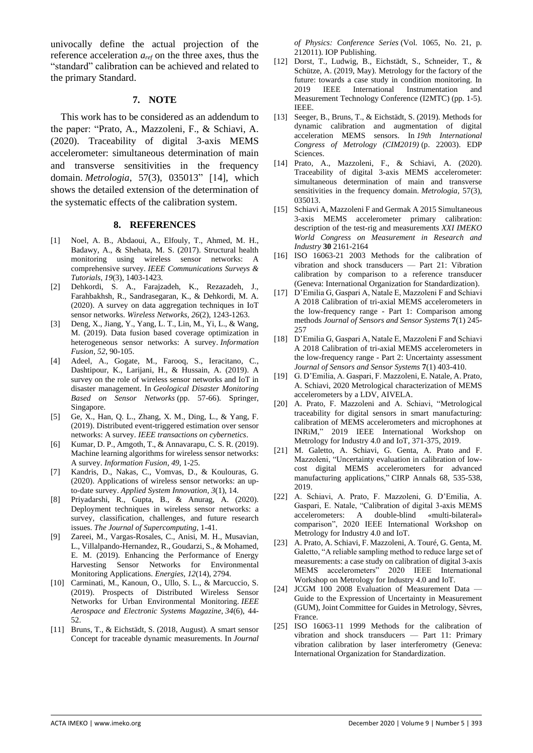univocally define the actual projection of the reference acceleration $a_{ref}$ on the three axes, thus the "standard" calibration can be achieved and related to the primary Standard.

## 7. NOTE

This work has to be considered as an addendum to the paper: "Prato, A., Mazzoleni, F., & Schiavi, A. (2020). Traceability of digital 3-axis MEMS accelerometer: simultaneous determination of main and transverse sensitivities in the frequency domain. *Metrologia*, 57(3), 035013" [14], which shows the detailed extension of the determination of the systematic effects of the calibration system.

## 8. REFERENCES

[1] Noel, A. B., Abdaoui, A., Elfouly, T., Ahmed, M. H., Badawy, A., & Shehata, M. S. (2017). Structural health monitoring using wireless sensor networks: A comprehensive survey. *IEEE Communications Surveys & Tutorials*, *19*(3), 1403-1423.

[2] Dehkordi, S. A., Farajzadeh, K., Rezazadeh, J., Farahbakhsh, R., Sandrasegaran, K., & Dehkordi, M. A. (2020). A survey on data aggregation techniques in IoT sensor networks. *Wireless Networks*, *26*(2), 1243-1263.

[3] Deng, X., Jiang, Y., Yang, L. T., Lin, M., Yi, L., & Wang, M. (2019). Data fusion based coverage optimization in heterogeneous sensor networks: A survey. *Information Fusion*, *52*, 90-105.

[4] Adeel, A., Gogate, M., Farooq, S., Ieracitano, C., Dashtipour, K., Larijani, H., & Hussain, A. (2019). A survey on the role of wireless sensor networks and IoT in disaster management. In *Geological Disaster Monitoring Based on Sensor Networks* (pp. 57-66). Springer, Singapore.

[5] Ge, X., Han, Q. L., Zhang, X. M., Ding, L., & Yang, F. (2019). Distributed event-triggered estimation over sensor networks: A survey. *IEEE transactions on cybernetics*.

[6] Kumar, D. P., Amgoth, T., & Annavarapu, C. S. R. (2019). Machine learning algorithms for wireless sensor networks: A survey. *Information Fusion*, *49*, 1-25.

[7] Kandris, D., Nakas, C., Vomvas, D., & Koulouras, G. (2020). Applications of wireless sensor networks: an up-to-date survey. *Applied System Innovation*, *3*(1), 14.

[8] Priyadarshi, R., Gupta, B., & Anurag, A. (2020). Deployment techniques in wireless sensor networks: a survey, classification, challenges, and future research issues. *The Journal of Supercomputing*, 1-41.

[9] Zareei, M., Vargas-Rosales, C., Anisi, M. H., Musavian, L., Villalpando-Hernandez, R., Goudarzi, S., & Mohamed, E. M. (2019). Enhancing the Performance of Energy Harvesting Sensor Networks for Environmental Monitoring Applications. *Energies*, *12*(14), 2794.

[10] Carminati, M., Kanoun, O., Ullo, S. L., & Marcuccio, S. (2019). Prospects of Distributed Wireless Sensor Networks for Urban Environmental Monitoring. *IEEE Aerospace and Electronic Systems Magazine*, *34*(6), 44-52.

[11] Bruns, T., & Eichstädt, S. (2018, August). A smart sensor Concept for traceable dynamic measurements. In *Journal of Physics: Conference Series* (Vol. 1065, No. 21, p. 212011). IOP Publishing.

[12] Dorst, T., Ludwig, B., Eichstädt, S., Schneider, T., & Schütze, A. (2019, May). Metrology for the factory of the future: towards a case study in condition monitoring. In 2019 IEEE International Instrumentation and Measurement Technology Conference (I2MTC) (pp. 1-5). IEEE.

[13] Seeger, B., Bruns, T., & Eichstädt, S. (2019). Methods for dynamic calibration and augmentation of digital acceleration MEMS sensors. In *19th International Congress of Metrology (CIM2019)* (p. 22003). EDP Sciences.

[14] Prato, A., Mazzoleni, F., & Schiavi, A. (2020). Traceability of digital 3-axis MEMS accelerometer: simultaneous determination of main and transverse sensitivities in the frequency domain. *Metrologia*, 57(3), 035013.

[15] Schiavi A, Mazzoleni F and Germak A 2015 Simultaneous 3-axis MEMS accelerometer primary calibration: description of the test-rig and measurements *XXI IMEKO World Congress on Measurement in Research and Industry* **30** 2161-2164

[16] ISO 16063-21 2003 Methods for the calibration of vibration and shock transducers — Part 21: Vibration calibration by comparison to a reference transducer (Geneva: International Organization for Standardization).

[17] D'Emilia G, Gaspari A, Natale E, Mazzoleni F and Schiavi A 2018 Calibration of tri-axial MEMS accelerometers in the low-frequency range - Part 1: Comparison among methods *Journal of Sensors and Sensor Systems* **7**(1) 245-257

[18] D'Emilia G, Gaspari A, Natale E, Mazzoleni F and Schiavi A 2018 Calibration of tri-axial MEMS accelerometers in the low-frequency range - Part 2: Uncertainty assessment *Journal of Sensors and Sensor Systems* **7**(1) 403-410.

[19] G. D'Emilia, A. Gaspari, F. Mazzoleni, E. Natale, A. Prato, A. Schiavi, 2020 Metrological characterization of MEMS accelerometers by a LDV, AIVELA.

[20] A. Prato, F. Mazzoleni and A. Schiavi, "Metrological traceability for digital sensors in smart manufacturing: calibration of MEMS accelerometers and microphones at INRiM," 2019 IEEE International Workshop on Metrology for Industry 4.0 and IoT, 371-375, 2019.

[21] M. Galetto, A. Schiavi, G. Genta, A. Prato and F. Mazzoleni, "Uncertainty evaluation in calibration of low-cost digital MEMS accelerometers for advanced manufacturing applications," CIRP Annals 68, 535-538, 2019.

[22] A. Schiavi, A. Prato, F. Mazzoleni, G. D'Emilia, A. Gaspari, E. Natale, "Calibration of digital 3-axis MEMS accelerometers: A double-blind «multi-bilateral» comparison", 2020 IEEE International Workshop on Metrology for Industry 4.0 and IoT.

[23] A. Prato, A. Schiavi, F. Mazzoleni, A. Touré, G. Genta, M. Galetto, "A reliable sampling method to reduce large set of measurements: a case study on calibration of digital 3-axis MEMS accelerometers" 2020 IEEE International Workshop on Metrology for Industry 4.0 and IoT.

[24] JCGM 100 2008 Evaluation of Measurement Data — Guide to the Expression of Uncertainty in Measurement (GUM), Joint Committee for Guides in Metrology, Sèvres, France.

[25] ISO 16063-11 1999 Methods for the calibration of vibration and shock transducers — Part 11: Primary vibration calibration by laser interferometry (Geneva: International Organization for Standardization.